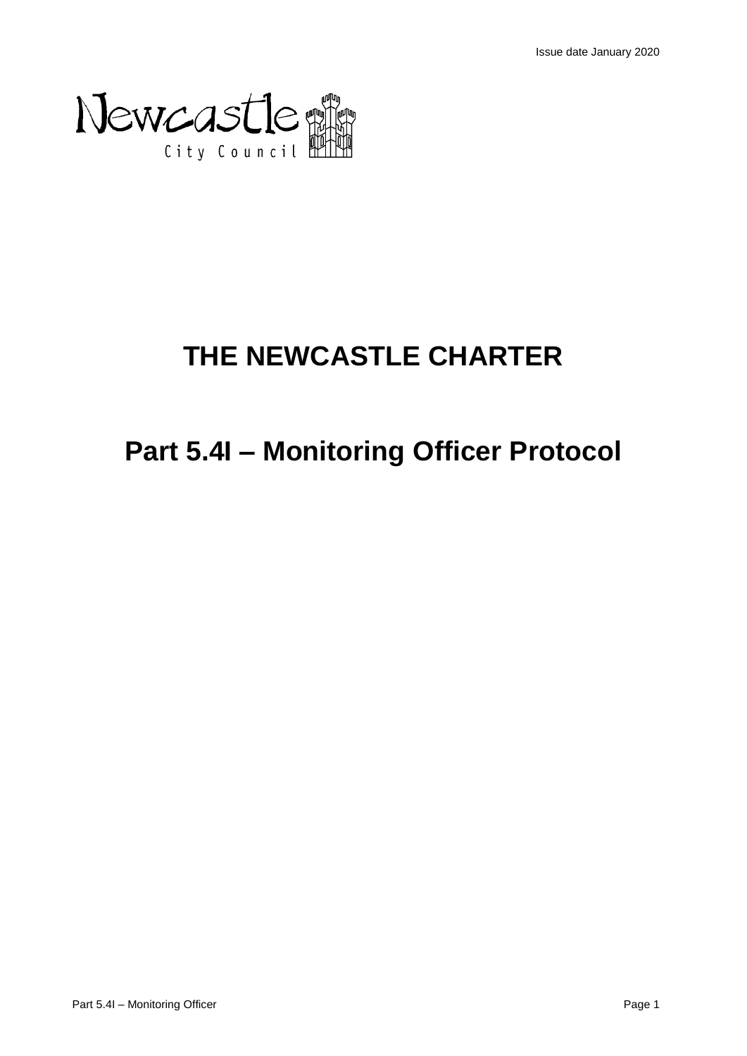Issue date January 2020

Newcastle City Council

# THE NEWCASTLE CHARTER

# Part 5.4I – Monitoring Officer Protocol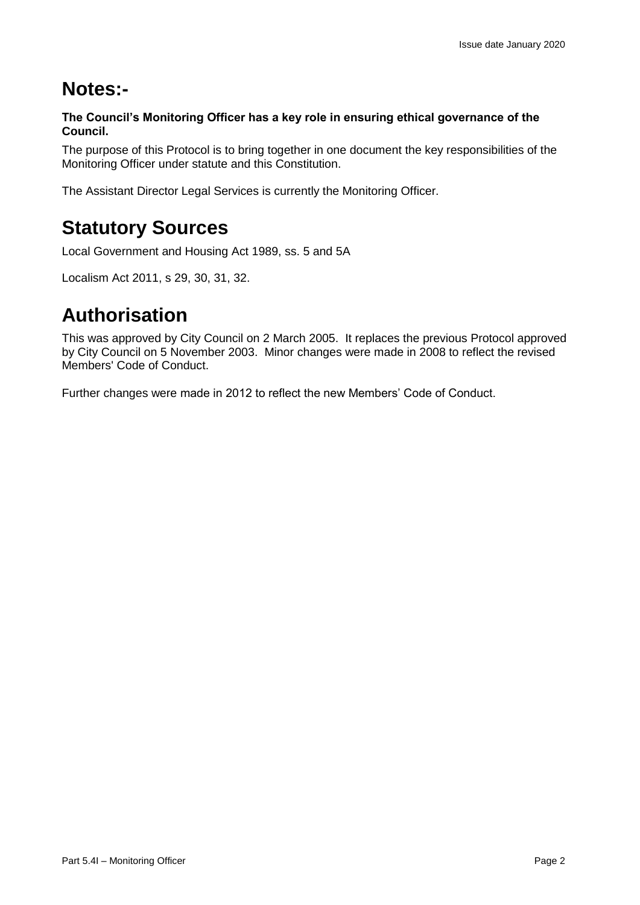# Notes:-

**The Council's Monitoring Officer has a key role in ensuring ethical governance of the Council.**

The purpose of this Protocol is to bring together in one document the key responsibilities of the Monitoring Officer under statute and this Constitution.

The Assistant Director Legal Services is currently the Monitoring Officer.

# Statutory Sources

Local Government and Housing Act 1989, ss. 5 and 5A

Localism Act 2011, s 29, 30, 31, 32.

# Authorisation

This was approved by City Council on 2 March 2005. It replaces the previous Protocol approved by City Council on 5 November 2003. Minor changes were made in 2008 to reflect the revised Members' Code of Conduct.

Further changes were made in 2012 to reflect the new Members' Code of Conduct.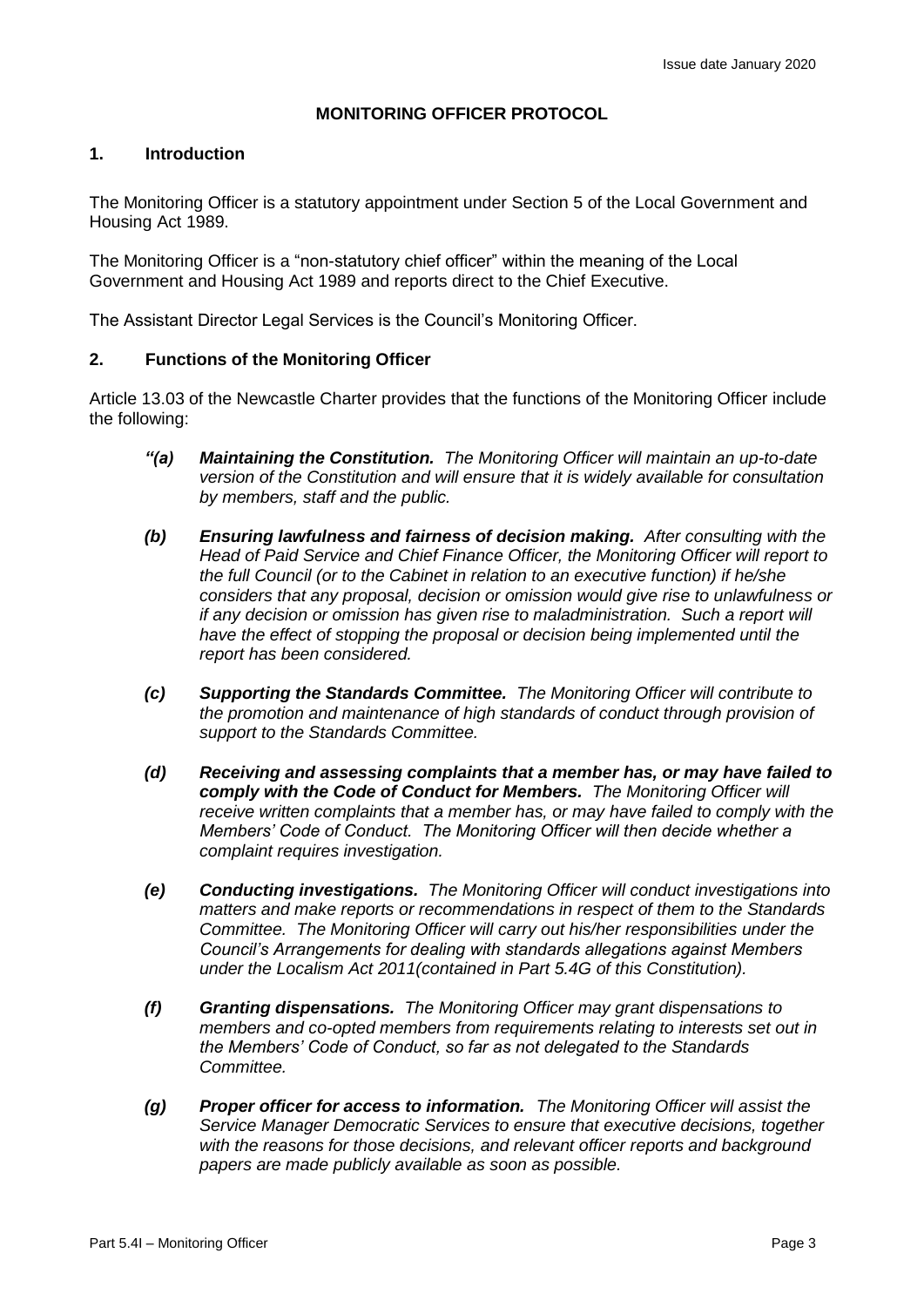# MONITORING OFFICER PROTOCOL

## 1. Introduction

The Monitoring Officer is a statutory appointment under Section 5 of the Local Government and Housing Act 1989.

The Monitoring Officer is a "non-statutory chief officer" within the meaning of the Local Government and Housing Act 1989 and reports direct to the Chief Executive.

The Assistant Director Legal Services is the Council's Monitoring Officer.

## 2. Functions of the Monitoring Officer

Article 13.03 of the Newcastle Charter provides that the functions of the Monitoring Officer include the following:

*"(a)* ***Maintaining the Constitution.*** *The Monitoring Officer will maintain an up-to-date version of the Constitution and will ensure that it is widely available for consultation by members, staff and the public.*

*(b)* ***Ensuring lawfulness and fairness of decision making.*** *After consulting with the Head of Paid Service and Chief Finance Officer, the Monitoring Officer will report to the full Council (or to the Cabinet in relation to an executive function) if he/she considers that any proposal, decision or omission would give rise to unlawfulness or if any decision or omission has given rise to maladministration. Such a report will have the effect of stopping the proposal or decision being implemented until the report has been considered.*

*(c)* ***Supporting the Standards Committee.*** *The Monitoring Officer will contribute to the promotion and maintenance of high standards of conduct through provision of support to the Standards Committee.*

*(d)* ***Receiving and assessing complaints that a member has, or may have failed to comply with the Code of Conduct for Members.*** *The Monitoring Officer will receive written complaints that a member has, or may have failed to comply with the Members' Code of Conduct. The Monitoring Officer will then decide whether a complaint requires investigation.*

*(e)* ***Conducting investigations.*** *The Monitoring Officer will conduct investigations into matters and make reports or recommendations in respect of them to the Standards Committee. The Monitoring Officer will carry out his/her responsibilities under the Council's Arrangements for dealing with standards allegations against Members under the Localism Act 2011(contained in Part 5.4G of this Constitution).*

*(f)* ***Granting dispensations.*** *The Monitoring Officer may grant dispensations to members and co-opted members from requirements relating to interests set out in the Members' Code of Conduct, so far as not delegated to the Standards Committee.*

*(g)* ***Proper officer for access to information.*** *The Monitoring Officer will assist the Service Manager Democratic Services to ensure that executive decisions, together with the reasons for those decisions, and relevant officer reports and background papers are made publicly available as soon as possible.*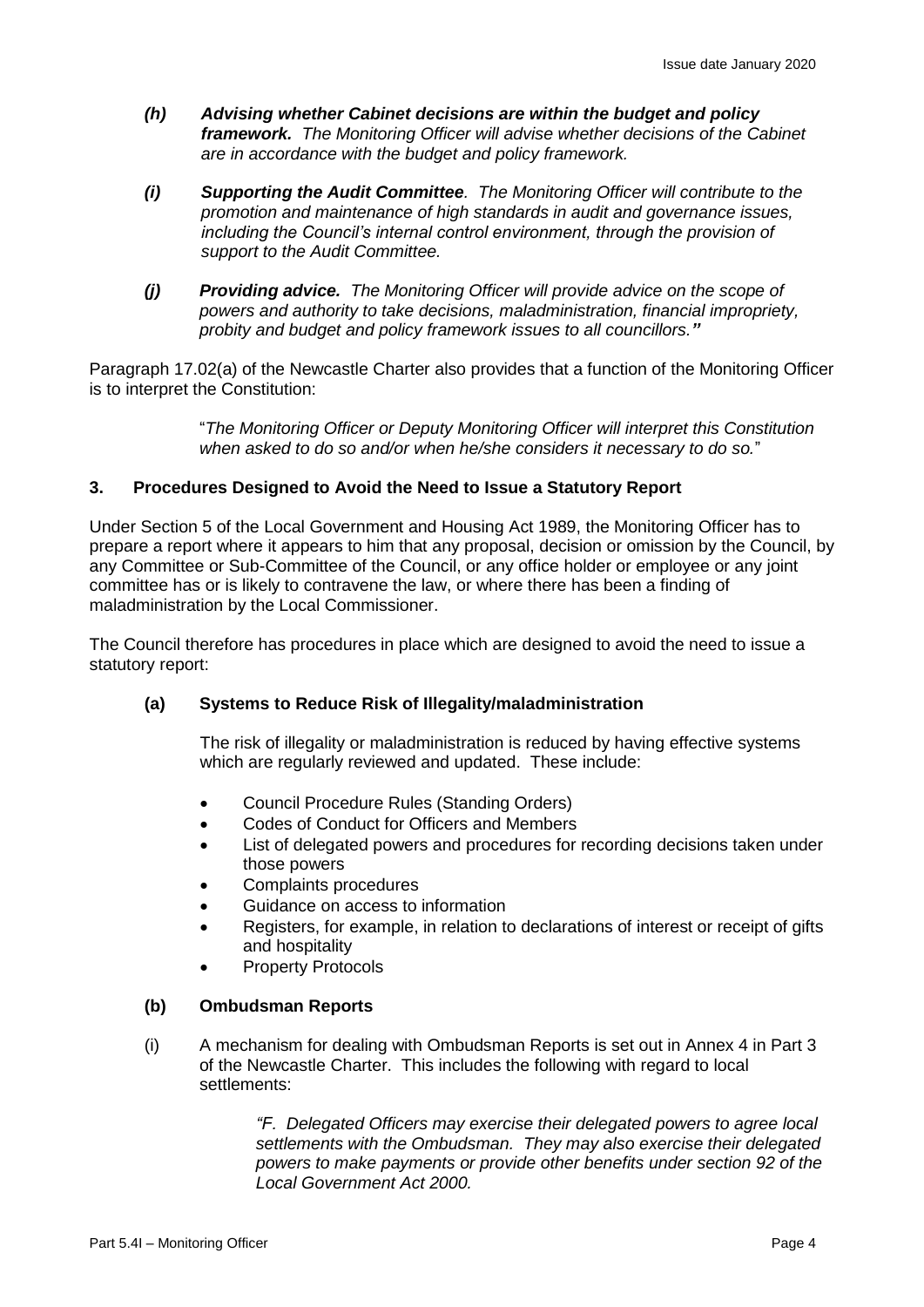*(h)* ***Advising whether Cabinet decisions are within the budget and policy framework.*** *The Monitoring Officer will advise whether decisions of the Cabinet are in accordance with the budget and policy framework.*

*(i)* ***Supporting the Audit Committee****. The Monitoring Officer will contribute to the promotion and maintenance of high standards in audit and governance issues, including the Council's internal control environment, through the provision of support to the Audit Committee.*

*(j)* ***Providing advice.*** *The Monitoring Officer will provide advice on the scope of powers and authority to take decisions, maladministration, financial impropriety, probity and budget and policy framework issues to all councillors."*

Paragraph 17.02(a) of the Newcastle Charter also provides that a function of the Monitoring Officer is to interpret the Constitution:

> "*The Monitoring Officer or Deputy Monitoring Officer will interpret this Constitution when asked to do so and/or when he/she considers it necessary to do so.*"

## 3. Procedures Designed to Avoid the Need to Issue a Statutory Report

Under Section 5 of the Local Government and Housing Act 1989, the Monitoring Officer has to prepare a report where it appears to him that any proposal, decision or omission by the Council, by any Committee or Sub-Committee of the Council, or any office holder or employee or any joint committee has or is likely to contravene the law, or where there has been a finding of maladministration by the Local Commissioner.

The Council therefore has procedures in place which are designed to avoid the need to issue a statutory report:

### (a) Systems to Reduce Risk of Illegality/maladministration

The risk of illegality or maladministration is reduced by having effective systems which are regularly reviewed and updated. These include:

- Council Procedure Rules (Standing Orders)
- Codes of Conduct for Officers and Members
- List of delegated powers and procedures for recording decisions taken under those powers
- Complaints procedures
- Guidance on access to information
- Registers, for example, in relation to declarations of interest or receipt of gifts and hospitality
- Property Protocols

### (b) Ombudsman Reports

(i) A mechanism for dealing with Ombudsman Reports is set out in Annex 4 in Part 3 of the Newcastle Charter. This includes the following with regard to local settlements:

> *"F. Delegated Officers may exercise their delegated powers to agree local settlements with the Ombudsman. They may also exercise their delegated powers to make payments or provide other benefits under section 92 of the Local Government Act 2000.*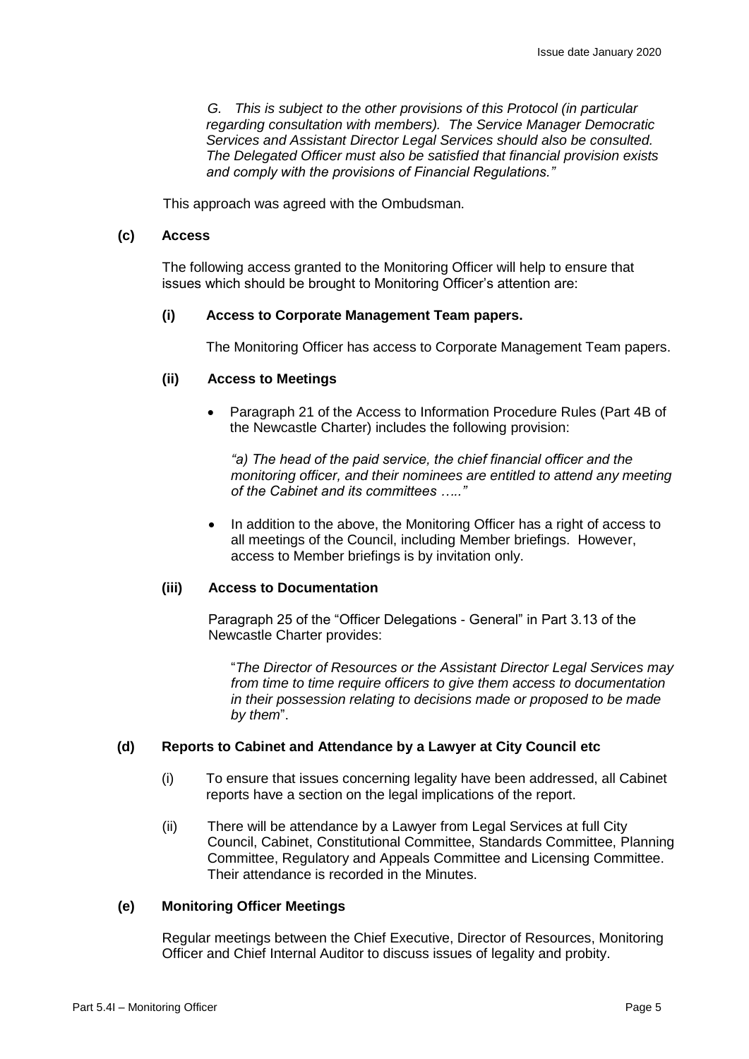*G. This is subject to the other provisions of this Protocol (in particular regarding consultation with members). The Service Manager Democratic Services and Assistant Director Legal Services should also be consulted. The Delegated Officer must also be satisfied that financial provision exists and comply with the provisions of Financial Regulations."*

This approach was agreed with the Ombudsman.

**(c) Access**

The following access granted to the Monitoring Officer will help to ensure that issues which should be brought to Monitoring Officer's attention are:

**(i) Access to Corporate Management Team papers.**

The Monitoring Officer has access to Corporate Management Team papers.

**(ii) Access to Meetings**

- Paragraph 21 of the Access to Information Procedure Rules (Part 4B of the Newcastle Charter) includes the following provision:

  *"a) The head of the paid service, the chief financial officer and the monitoring officer, and their nominees are entitled to attend any meeting of the Cabinet and its committees ….."*

- In addition to the above, the Monitoring Officer has a right of access to all meetings of the Council, including Member briefings. However, access to Member briefings is by invitation only.

**(iii) Access to Documentation**

Paragraph 25 of the "Officer Delegations - General" in Part 3.13 of the Newcastle Charter provides:

"*The Director of Resources or the Assistant Director Legal Services may from time to time require officers to give them access to documentation in their possession relating to decisions made or proposed to be made by them*".

**(d) Reports to Cabinet and Attendance by a Lawyer at City Council etc**

(i) To ensure that issues concerning legality have been addressed, all Cabinet reports have a section on the legal implications of the report.

(ii) There will be attendance by a Lawyer from Legal Services at full City Council, Cabinet, Constitutional Committee, Standards Committee, Planning Committee, Regulatory and Appeals Committee and Licensing Committee. Their attendance is recorded in the Minutes.

**(e) Monitoring Officer Meetings**

Regular meetings between the Chief Executive, Director of Resources, Monitoring Officer and Chief Internal Auditor to discuss issues of legality and probity.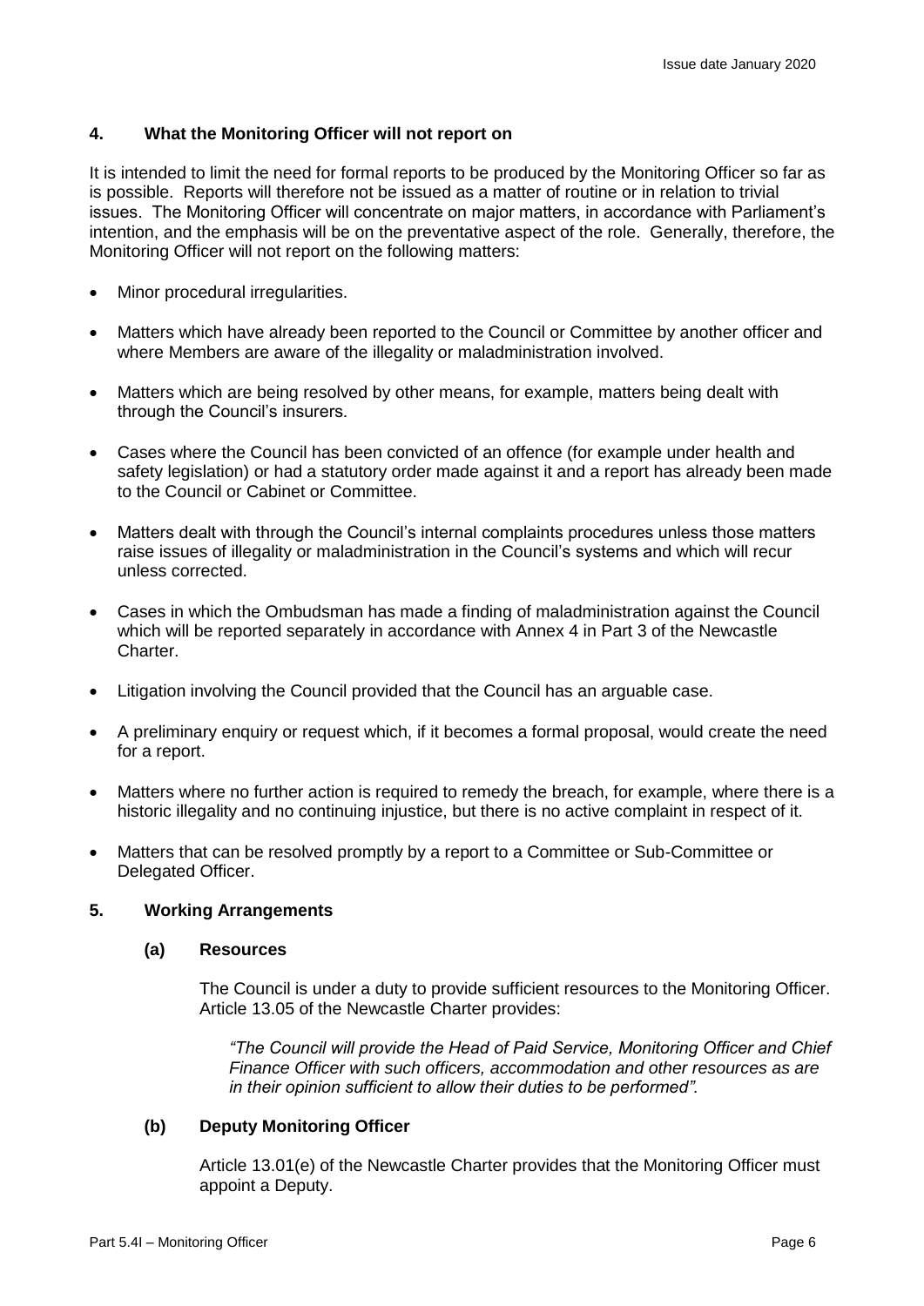## 4. What the Monitoring Officer will not report on

It is intended to limit the need for formal reports to be produced by the Monitoring Officer so far as is possible. Reports will therefore not be issued as a matter of routine or in relation to trivial issues. The Monitoring Officer will concentrate on major matters, in accordance with Parliament's intention, and the emphasis will be on the preventative aspect of the role. Generally, therefore, the Monitoring Officer will not report on the following matters:

- Minor procedural irregularities.
- Matters which have already been reported to the Council or Committee by another officer and where Members are aware of the illegality or maladministration involved.
- Matters which are being resolved by other means, for example, matters being dealt with through the Council's insurers.
- Cases where the Council has been convicted of an offence (for example under health and safety legislation) or had a statutory order made against it and a report has already been made to the Council or Cabinet or Committee.
- Matters dealt with through the Council's internal complaints procedures unless those matters raise issues of illegality or maladministration in the Council's systems and which will recur unless corrected.
- Cases in which the Ombudsman has made a finding of maladministration against the Council which will be reported separately in accordance with Annex 4 in Part 3 of the Newcastle Charter.
- Litigation involving the Council provided that the Council has an arguable case.
- A preliminary enquiry or request which, if it becomes a formal proposal, would create the need for a report.
- Matters where no further action is required to remedy the breach, for example, where there is a historic illegality and no continuing injustice, but there is no active complaint in respect of it.
- Matters that can be resolved promptly by a report to a Committee or Sub-Committee or Delegated Officer.

## 5. Working Arrangements

### (a) Resources

The Council is under a duty to provide sufficient resources to the Monitoring Officer. Article 13.05 of the Newcastle Charter provides:

> *"The Council will provide the Head of Paid Service, Monitoring Officer and Chief Finance Officer with such officers, accommodation and other resources as are in their opinion sufficient to allow their duties to be performed".*

### (b) Deputy Monitoring Officer

Article 13.01(e) of the Newcastle Charter provides that the Monitoring Officer must appoint a Deputy.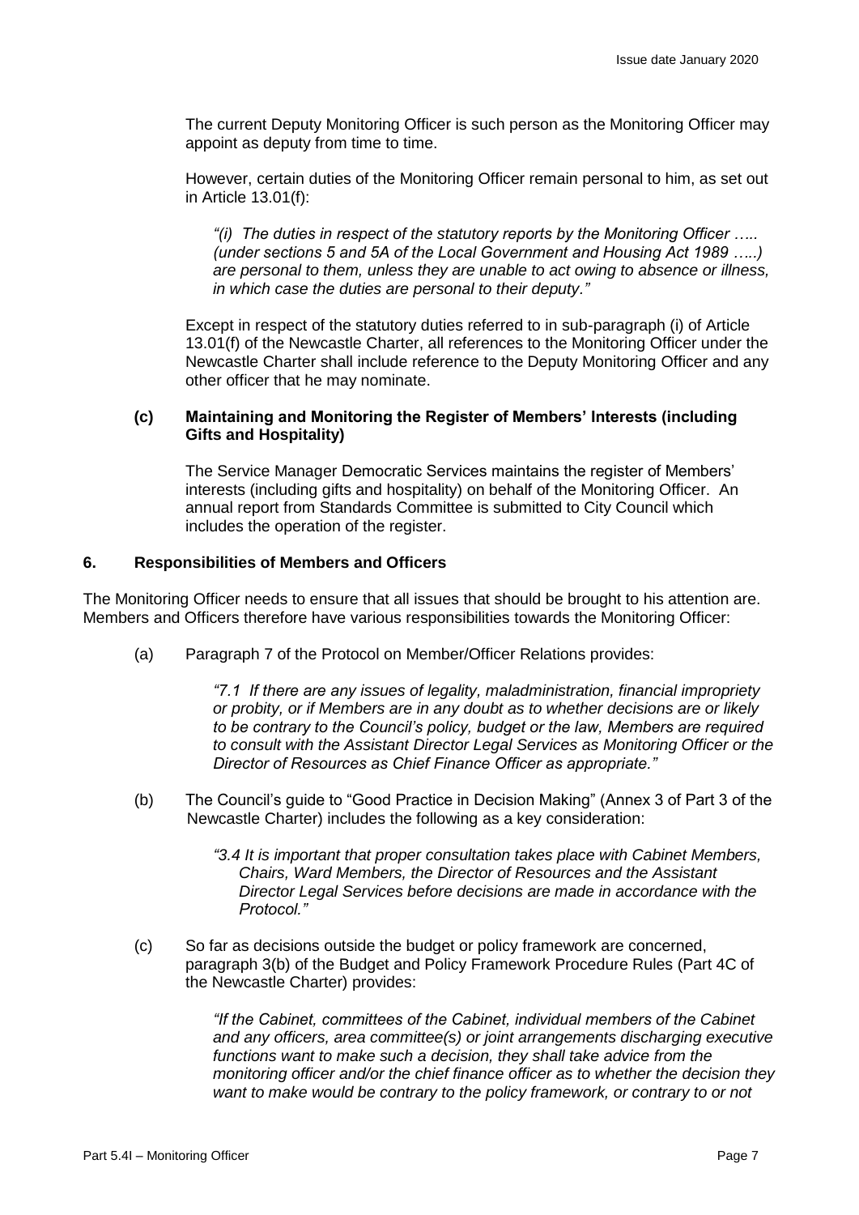The current Deputy Monitoring Officer is such person as the Monitoring Officer may appoint as deputy from time to time.

However, certain duties of the Monitoring Officer remain personal to him, as set out in Article 13.01(f):

> *"(i) The duties in respect of the statutory reports by the Monitoring Officer ….. (under sections 5 and 5A of the Local Government and Housing Act 1989 …..) are personal to them, unless they are unable to act owing to absence or illness, in which case the duties are personal to their deputy."*

Except in respect of the statutory duties referred to in sub-paragraph (i) of Article 13.01(f) of the Newcastle Charter, all references to the Monitoring Officer under the Newcastle Charter shall include reference to the Deputy Monitoring Officer and any other officer that he may nominate.

**(c) Maintaining and Monitoring the Register of Members' Interests (including Gifts and Hospitality)**

The Service Manager Democratic Services maintains the register of Members' interests (including gifts and hospitality) on behalf of the Monitoring Officer. An annual report from Standards Committee is submitted to City Council which includes the operation of the register.

## 6. Responsibilities of Members and Officers

The Monitoring Officer needs to ensure that all issues that should be brought to his attention are. Members and Officers therefore have various responsibilities towards the Monitoring Officer:

(a) Paragraph 7 of the Protocol on Member/Officer Relations provides:

> *"7.1 If there are any issues of legality, maladministration, financial impropriety or probity, or if Members are in any doubt as to whether decisions are or likely to be contrary to the Council's policy, budget or the law, Members are required to consult with the Assistant Director Legal Services as Monitoring Officer or the Director of Resources as Chief Finance Officer as appropriate."*

(b) The Council's guide to "Good Practice in Decision Making" (Annex 3 of Part 3 of the Newcastle Charter) includes the following as a key consideration:

> *"3.4 It is important that proper consultation takes place with Cabinet Members, Chairs, Ward Members, the Director of Resources and the Assistant Director Legal Services before decisions are made in accordance with the Protocol."*

(c) So far as decisions outside the budget or policy framework are concerned, paragraph 3(b) of the Budget and Policy Framework Procedure Rules (Part 4C of the Newcastle Charter) provides:

> *"If the Cabinet, committees of the Cabinet, individual members of the Cabinet and any officers, area committee(s) or joint arrangements discharging executive functions want to make such a decision, they shall take advice from the monitoring officer and/or the chief finance officer as to whether the decision they want to make would be contrary to the policy framework, or contrary to or not*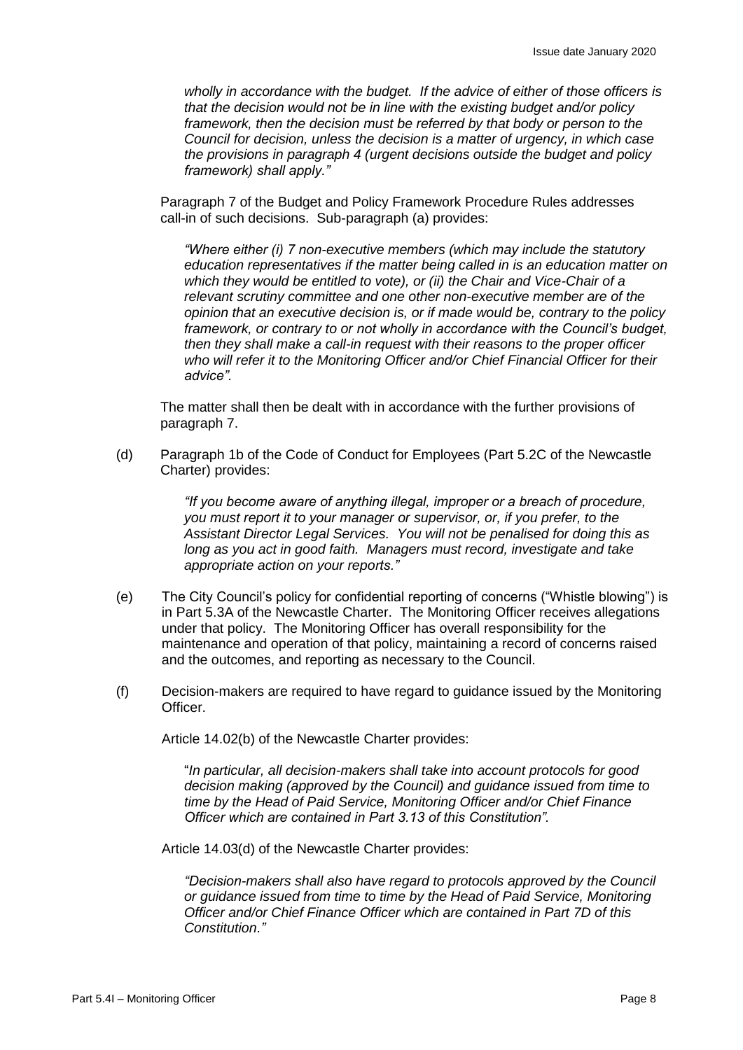*wholly in accordance with the budget. If the advice of either of those officers is that the decision would not be in line with the existing budget and/or policy framework, then the decision must be referred by that body or person to the Council for decision, unless the decision is a matter of urgency, in which case the provisions in paragraph 4 (urgent decisions outside the budget and policy framework) shall apply."*

Paragraph 7 of the Budget and Policy Framework Procedure Rules addresses call-in of such decisions. Sub-paragraph (a) provides:

*"Where either (i) 7 non-executive members (which may include the statutory education representatives if the matter being called in is an education matter on which they would be entitled to vote), or (ii) the Chair and Vice-Chair of a relevant scrutiny committee and one other non-executive member are of the opinion that an executive decision is, or if made would be, contrary to the policy framework, or contrary to or not wholly in accordance with the Council's budget, then they shall make a call-in request with their reasons to the proper officer who will refer it to the Monitoring Officer and/or Chief Financial Officer for their advice".*

The matter shall then be dealt with in accordance with the further provisions of paragraph 7.

(d) Paragraph 1b of the Code of Conduct for Employees (Part 5.2C of the Newcastle Charter) provides:

*"If you become aware of anything illegal, improper or a breach of procedure, you must report it to your manager or supervisor, or, if you prefer, to the Assistant Director Legal Services. You will not be penalised for doing this as long as you act in good faith. Managers must record, investigate and take appropriate action on your reports."*

(e) The City Council's policy for confidential reporting of concerns ("Whistle blowing") is in Part 5.3A of the Newcastle Charter. The Monitoring Officer receives allegations under that policy. The Monitoring Officer has overall responsibility for the maintenance and operation of that policy, maintaining a record of concerns raised and the outcomes, and reporting as necessary to the Council.

(f) Decision-makers are required to have regard to guidance issued by the Monitoring Officer.

Article 14.02(b) of the Newcastle Charter provides:

"*In particular, all decision-makers shall take into account protocols for good decision making (approved by the Council) and guidance issued from time to time by the Head of Paid Service, Monitoring Officer and/or Chief Finance Officer which are contained in Part 3.13 of this Constitution".*

Article 14.03(d) of the Newcastle Charter provides:

*"Decision-makers shall also have regard to protocols approved by the Council or guidance issued from time to time by the Head of Paid Service, Monitoring Officer and/or Chief Finance Officer which are contained in Part 7D of this Constitution."*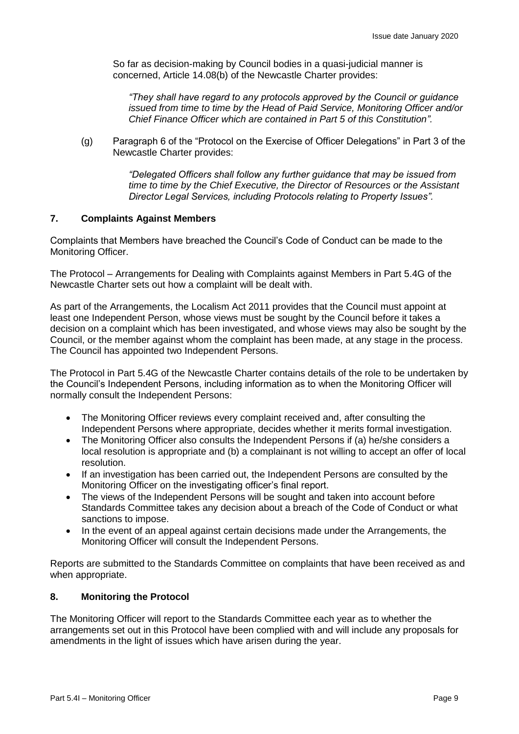So far as decision-making by Council bodies in a quasi-judicial manner is concerned, Article 14.08(b) of the Newcastle Charter provides:

> *"They shall have regard to any protocols approved by the Council or guidance issued from time to time by the Head of Paid Service, Monitoring Officer and/or Chief Finance Officer which are contained in Part 5 of this Constitution".*

(g) Paragraph 6 of the "Protocol on the Exercise of Officer Delegations" in Part 3 of the Newcastle Charter provides:

> *"Delegated Officers shall follow any further guidance that may be issued from time to time by the Chief Executive, the Director of Resources or the Assistant Director Legal Services, including Protocols relating to Property Issues".*

## 7. Complaints Against Members

Complaints that Members have breached the Council's Code of Conduct can be made to the Monitoring Officer.

The Protocol – Arrangements for Dealing with Complaints against Members in Part 5.4G of the Newcastle Charter sets out how a complaint will be dealt with.

As part of the Arrangements, the Localism Act 2011 provides that the Council must appoint at least one Independent Person, whose views must be sought by the Council before it takes a decision on a complaint which has been investigated, and whose views may also be sought by the Council, or the member against whom the complaint has been made, at any stage in the process. The Council has appointed two Independent Persons.

The Protocol in Part 5.4G of the Newcastle Charter contains details of the role to be undertaken by the Council's Independent Persons, including information as to when the Monitoring Officer will normally consult the Independent Persons:

- The Monitoring Officer reviews every complaint received and, after consulting the Independent Persons where appropriate, decides whether it merits formal investigation.
- The Monitoring Officer also consults the Independent Persons if (a) he/she considers a local resolution is appropriate and (b) a complainant is not willing to accept an offer of local resolution.
- If an investigation has been carried out, the Independent Persons are consulted by the Monitoring Officer on the investigating officer's final report.
- The views of the Independent Persons will be sought and taken into account before Standards Committee takes any decision about a breach of the Code of Conduct or what sanctions to impose.
- In the event of an appeal against certain decisions made under the Arrangements, the Monitoring Officer will consult the Independent Persons.

Reports are submitted to the Standards Committee on complaints that have been received as and when appropriate.

## 8. Monitoring the Protocol

The Monitoring Officer will report to the Standards Committee each year as to whether the arrangements set out in this Protocol have been complied with and will include any proposals for amendments in the light of issues which have arisen during the year.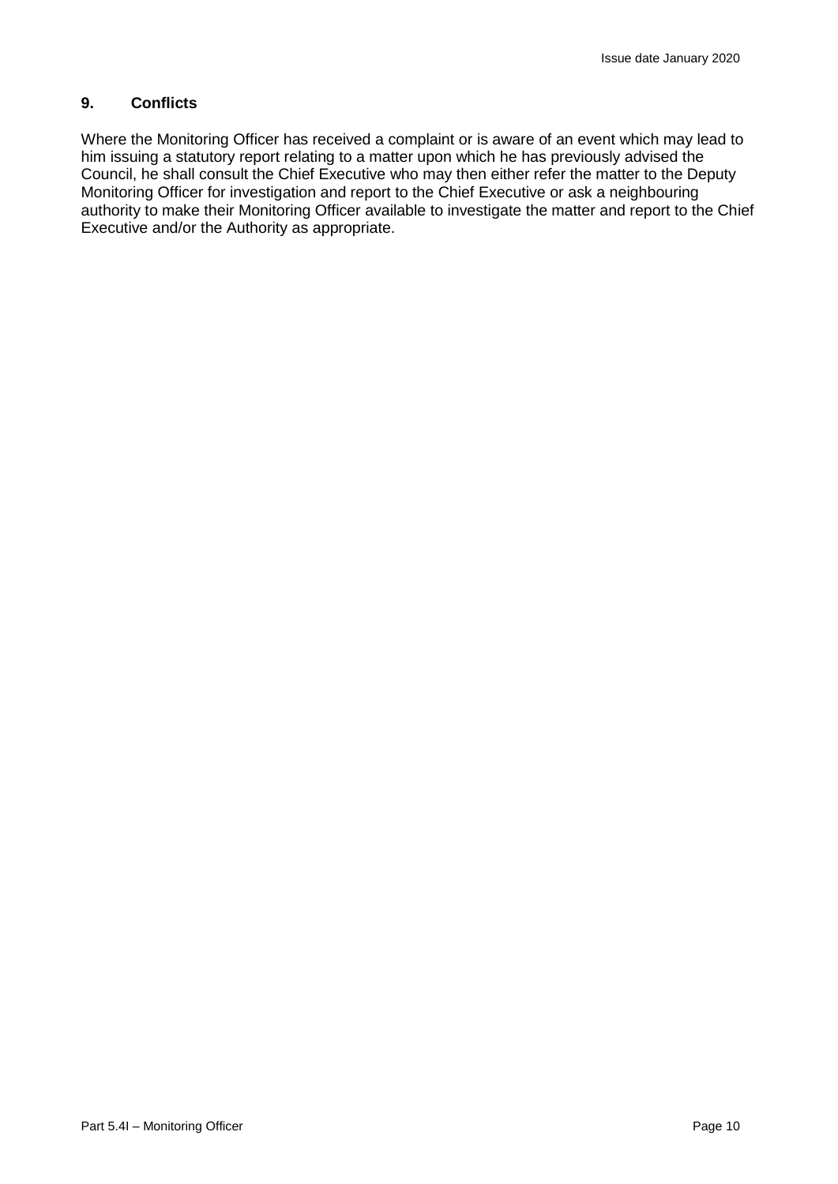## 9. Conflicts

Where the Monitoring Officer has received a complaint or is aware of an event which may lead to him issuing a statutory report relating to a matter upon which he has previously advised the Council, he shall consult the Chief Executive who may then either refer the matter to the Deputy Monitoring Officer for investigation and report to the Chief Executive or ask a neighbouring authority to make their Monitoring Officer available to investigate the matter and report to the Chief Executive and/or the Authority as appropriate.